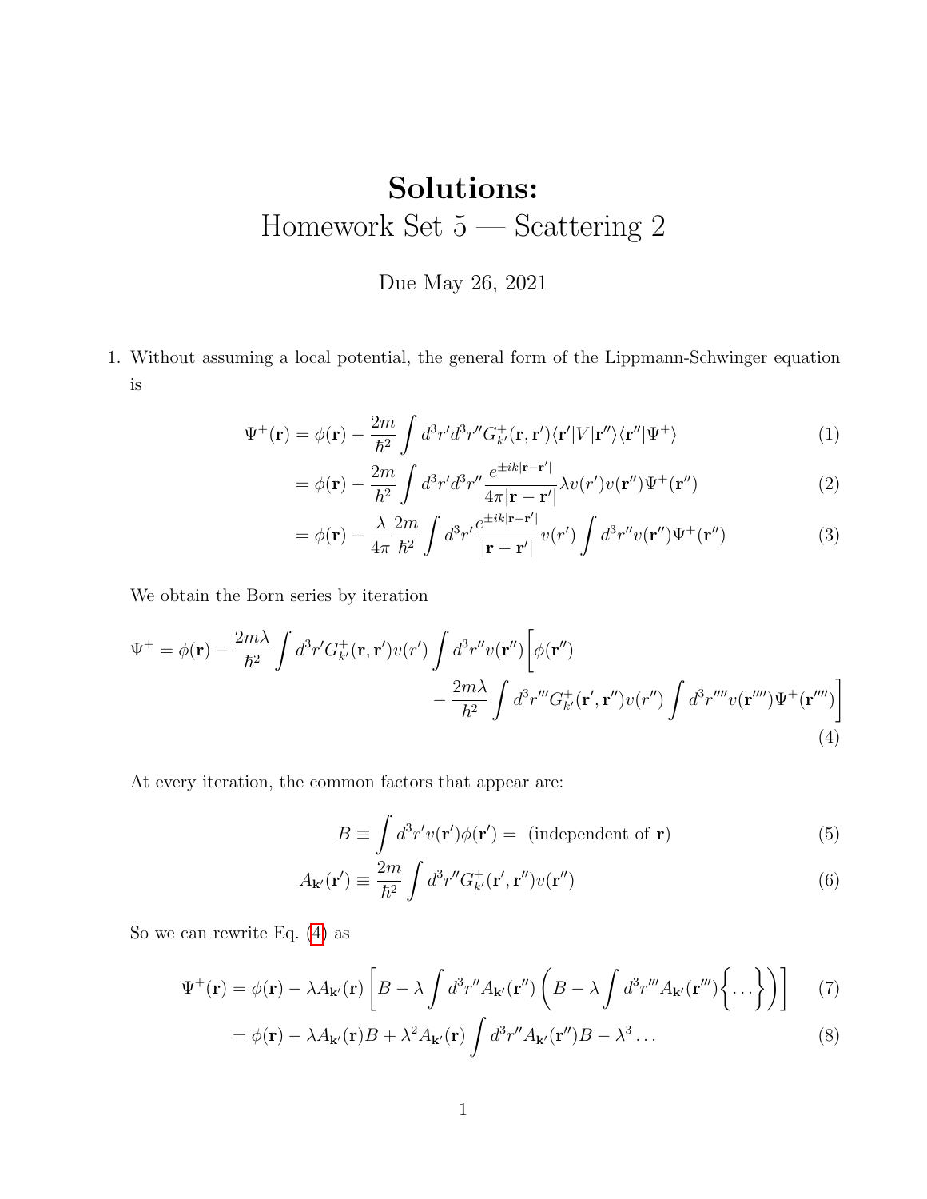# Solutions:

# Homework Set 5 — Scattering 2

Due May 26, 2021

1. Without assuming a local potential, the general form of the Lippmann-Schwinger equation is

$$\Psi^+(\mathbf{r}) = \phi(\mathbf{r}) - \frac{2m}{\hbar^2}\int d^3r' d^3r'' G^+_{k'}(\mathbf{r},\mathbf{r}')\langle \mathbf{r}'|V|\mathbf{r}''\rangle\langle \mathbf{r}''|\Psi^+\rangle \tag{1}$$

$$= \phi(\mathbf{r}) - \frac{2m}{\hbar^2}\int d^3r' d^3r'' \frac{e^{\pm ik|\mathbf{r}-\mathbf{r}'|}}{4\pi|\mathbf{r}-\mathbf{r}'|}\lambda v(r')v(\mathbf{r}'')\Psi^+(\mathbf{r}'') \tag{2}$$

$$= \phi(\mathbf{r}) - \frac{\lambda}{4\pi}\frac{2m}{\hbar^2}\int d^3r' \frac{e^{\pm ik|\mathbf{r}-\mathbf{r}'|}}{|\mathbf{r}-\mathbf{r}'|}v(r')\int d^3r'' v(\mathbf{r}'')\Psi^+(\mathbf{r}'') \tag{3}$$

We obtain the Born series by iteration

$$\Psi^+ = \phi(\mathbf{r}) - \frac{2m\lambda}{\hbar^2}\int d^3r' G^+_{k'}(\mathbf{r},\mathbf{r}')v(r')\int d^3r'' v(\mathbf{r}'')\Bigg[\phi(\mathbf{r}'') - \frac{2m\lambda}{\hbar^2}\int d^3r''' G^+_{k'}(\mathbf{r}',\mathbf{r}'')v(r'')\int d^3r'''' v(\mathbf{r}'''')\Psi^+(\mathbf{r}'''')\Bigg] \tag{4}$$

At every iteration, the common factors that appear are:

$$B \equiv \int d^3r' v(\mathbf{r}')\phi(\mathbf{r}') = \text{ (independent of } \mathbf{r}) \tag{5}$$

$$A_{\mathbf{k}'}(\mathbf{r}') \equiv \frac{2m}{\hbar^2}\int d^3r'' G^+_{k'}(\mathbf{r}',\mathbf{r}'')v(\mathbf{r}'') \tag{6}$$

So we can rewrite Eq. (4) as

$$\Psi^+(\mathbf{r}) = \phi(\mathbf{r}) - \lambda A_{\mathbf{k}'}(\mathbf{r})\left[B - \lambda\int d^3r'' A_{\mathbf{k}'}(\mathbf{r}'')\left(B - \lambda\int d^3r''' A_{\mathbf{k}'}(\mathbf{r}''')\Big\{\dots\Big\}\right)\right] \tag{7}$$

$$= \phi(\mathbf{r}) - \lambda A_{\mathbf{k}'}(\mathbf{r})B + \lambda^2 A_{\mathbf{k}'}(\mathbf{r})\int d^3r'' A_{\mathbf{k}'}(\mathbf{r}'')B - \lambda^3\dots \tag{8}$$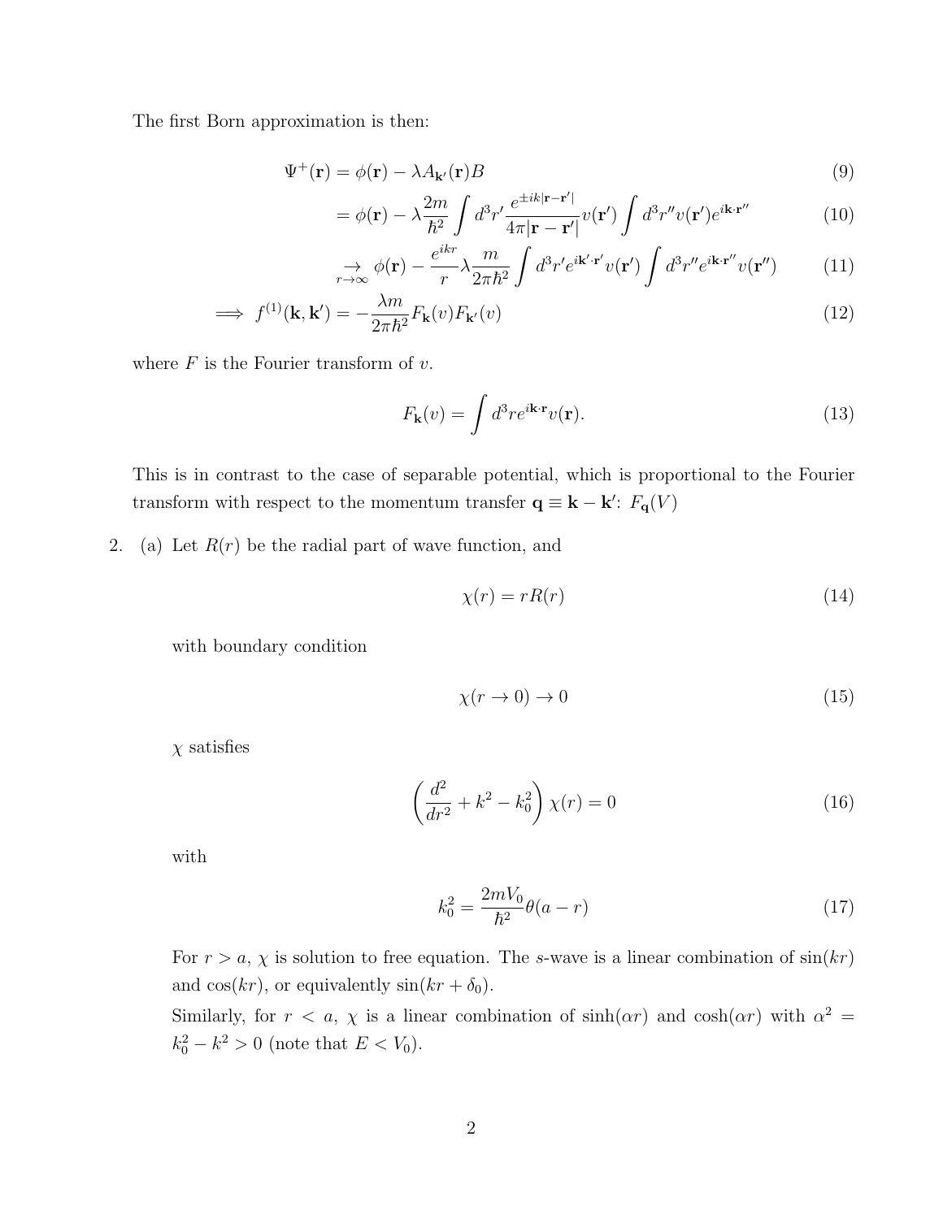The first Born approximation is then:

$$
\begin{aligned}
\Psi^+(\mathbf{r}) &= \phi(\mathbf{r}) - \lambda A_{\mathbf{k}'}(\mathbf{r}) B && (9)\\
&= \phi(\mathbf{r}) - \lambda \frac{2m}{\hbar^2} \int d^3r' \frac{e^{\pm ik|\mathbf{r}-\mathbf{r}'|}}{4\pi|\mathbf{r}-\mathbf{r}'|} v(\mathbf{r}') \int d^3r'' v(\mathbf{r}') e^{i\mathbf{k}\cdot\mathbf{r}''} && (10)\\
&\underset{r\to\infty}{\to} \phi(\mathbf{r}) - \frac{e^{ikr}}{r} \lambda \frac{m}{2\pi\hbar^2} \int d^3r' e^{i\mathbf{k}'\cdot\mathbf{r}'} v(\mathbf{r}') \int d^3r'' e^{i\mathbf{k}\cdot\mathbf{r}''} v(\mathbf{r}'') && (11)\\
\implies f^{(1)}(\mathbf{k}, \mathbf{k}') &= -\frac{\lambda m}{2\pi\hbar^2} F_{\mathbf{k}}(v) F_{\mathbf{k}'}(v) && (12)
\end{aligned}
$$

where $F$ is the Fourier transform of $v$.

$$
F_{\mathbf{k}}(v) = \int d^3r e^{i\mathbf{k}\cdot\mathbf{r}} v(\mathbf{r}). \tag{13}
$$

This is in contrast to the case of separable potential, which is proportional to the Fourier transform with respect to the momentum transfer $\mathbf{q} \equiv \mathbf{k} - \mathbf{k}'$: $F_{\mathbf{q}}(V)$

2. (a) Let $R(r)$ be the radial part of wave function, and

$$
\chi(r) = rR(r) \tag{14}
$$

with boundary condition

$$
\chi(r \to 0) \to 0 \tag{15}
$$

$\chi$ satisfies

$$
\left( \frac{d^2}{dr^2} + k^2 - k_0^2 \right) \chi(r) = 0 \tag{16}
$$

with

$$
k_0^2 = \frac{2mV_0}{\hbar^2} \theta(a - r) \tag{17}
$$

For $r > a$, $\chi$ is solution to free equation. The $s$-wave is a linear combination of $\sin(kr)$ and $\cos(kr)$, or equivalently $\sin(kr + \delta_0)$.

Similarly, for $r < a$, $\chi$ is a linear combination of $\sinh(\alpha r)$ and $\cosh(\alpha r)$ with $\alpha^2 = k_0^2 - k^2 > 0$ (note that $E < V_0$).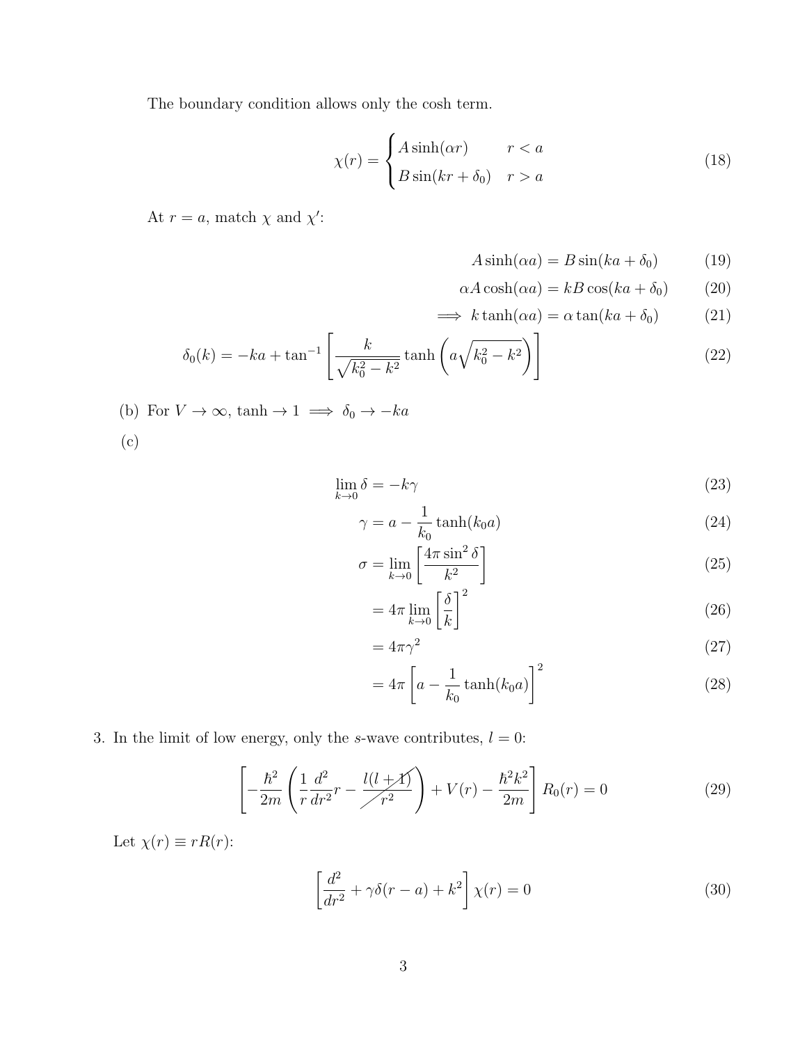The boundary condition allows only the cosh term.

$$\chi(r) = \begin{cases} A\sinh(\alpha r) & r < a \\ B\sin(kr + \delta_0) & r > a \end{cases} \tag{18}$$

At $r = a$, match $\chi$ and $\chi'$:

$$A\sinh(\alpha a) = B\sin(ka + \delta_0) \tag{19}$$

$$\alpha A\cosh(\alpha a) = kB\cos(ka + \delta_0) \tag{20}$$

$$\implies k\tanh(\alpha a) = \alpha\tan(ka + \delta_0) \tag{21}$$

$$\delta_0(k) = -ka + \tan^{-1}\left[\frac{k}{\sqrt{k_0^2 - k^2}}\tanh\left(a\sqrt{k_0^2 - k^2}\right)\right] \tag{22}$$

(b) For $V \to \infty$, $\tanh \to 1 \implies \delta_0 \to -ka$

(c)

$$\lim_{k\to 0}\delta = -k\gamma \tag{23}$$

$$\gamma = a - \frac{1}{k_0}\tanh(k_0 a) \tag{24}$$

$$\sigma = \lim_{k\to 0}\left[\frac{4\pi\sin^2\delta}{k^2}\right] \tag{25}$$

$$= 4\pi\lim_{k\to 0}\left[\frac{\delta}{k}\right]^2 \tag{26}$$

$$= 4\pi\gamma^2 \tag{27}$$

$$= 4\pi\left[a - \frac{1}{k_0}\tanh(k_0 a)\right]^2 \tag{28}$$

3. In the limit of low energy, only the $s$-wave contributes, $l = 0$:

$$\left[-\frac{\hbar^2}{2m}\left(\frac{1}{r}\frac{d^2}{dr^2}r - \cancel{\frac{l(l+1)}{r^2}}\right) + V(r) - \frac{\hbar^2 k^2}{2m}\right]R_0(r) = 0 \tag{29}$$

Let $\chi(r) \equiv rR(r)$:

$$\left[\frac{d^2}{dr^2} + \gamma\delta(r - a) + k^2\right]\chi(r) = 0 \tag{30}$$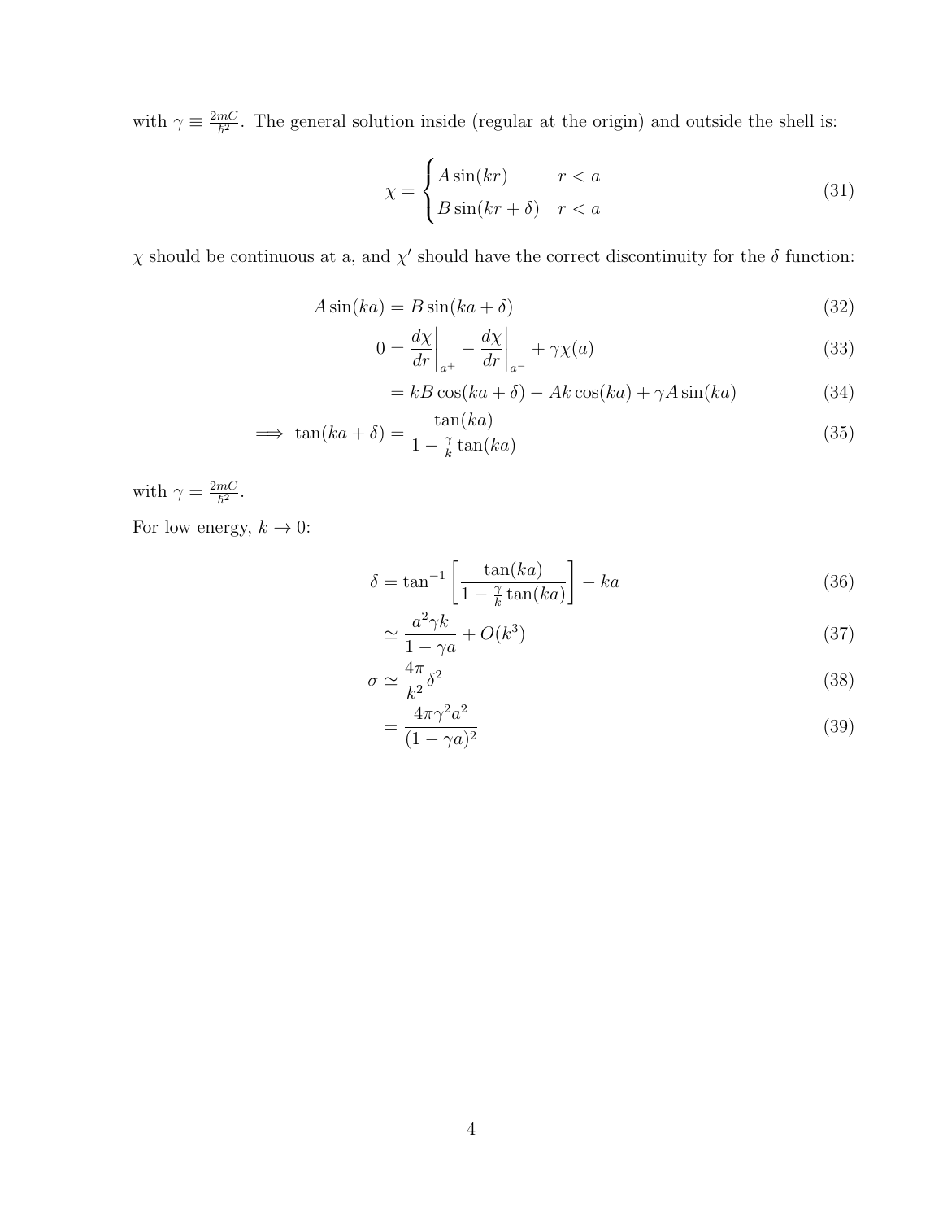with $\gamma \equiv \frac{2mC}{\hbar^2}$. The general solution inside (regular at the origin) and outside the shell is:

$$
\chi = \begin{cases} A\sin(kr) & r < a \\ B\sin(kr+\delta) & r < a \end{cases} \tag{31}
$$

$\chi$ should be continuous at a, and $\chi'$ should have the correct discontinuity for the $\delta$ function:

$$
A\sin(ka) = B\sin(ka+\delta) \tag{32}
$$

$$
0 = \left.\frac{d\chi}{dr}\right|_{a^+} - \left.\frac{d\chi}{dr}\right|_{a^-} + \gamma\chi(a) \tag{33}
$$

$$
= kB\cos(ka+\delta) - Ak\cos(ka) + \gamma A\sin(ka) \tag{34}
$$

$$
\implies \tan(ka+\delta) = \frac{\tan(ka)}{1 - \frac{\gamma}{k}\tan(ka)} \tag{35}
$$

with $\gamma = \frac{2mC}{\hbar^2}$.

For low energy, $k \to 0$:

$$
\delta = \tan^{-1}\left[\frac{\tan(ka)}{1 - \frac{\gamma}{k}\tan(ka)}\right] - ka \tag{36}
$$

$$
\simeq \frac{a^2\gamma k}{1-\gamma a} + O(k^3) \tag{37}
$$

$$
\sigma \simeq \frac{4\pi}{k^2}\delta^2 \tag{38}
$$

$$
= \frac{4\pi\gamma^2 a^2}{(1-\gamma a)^2} \tag{39}
$$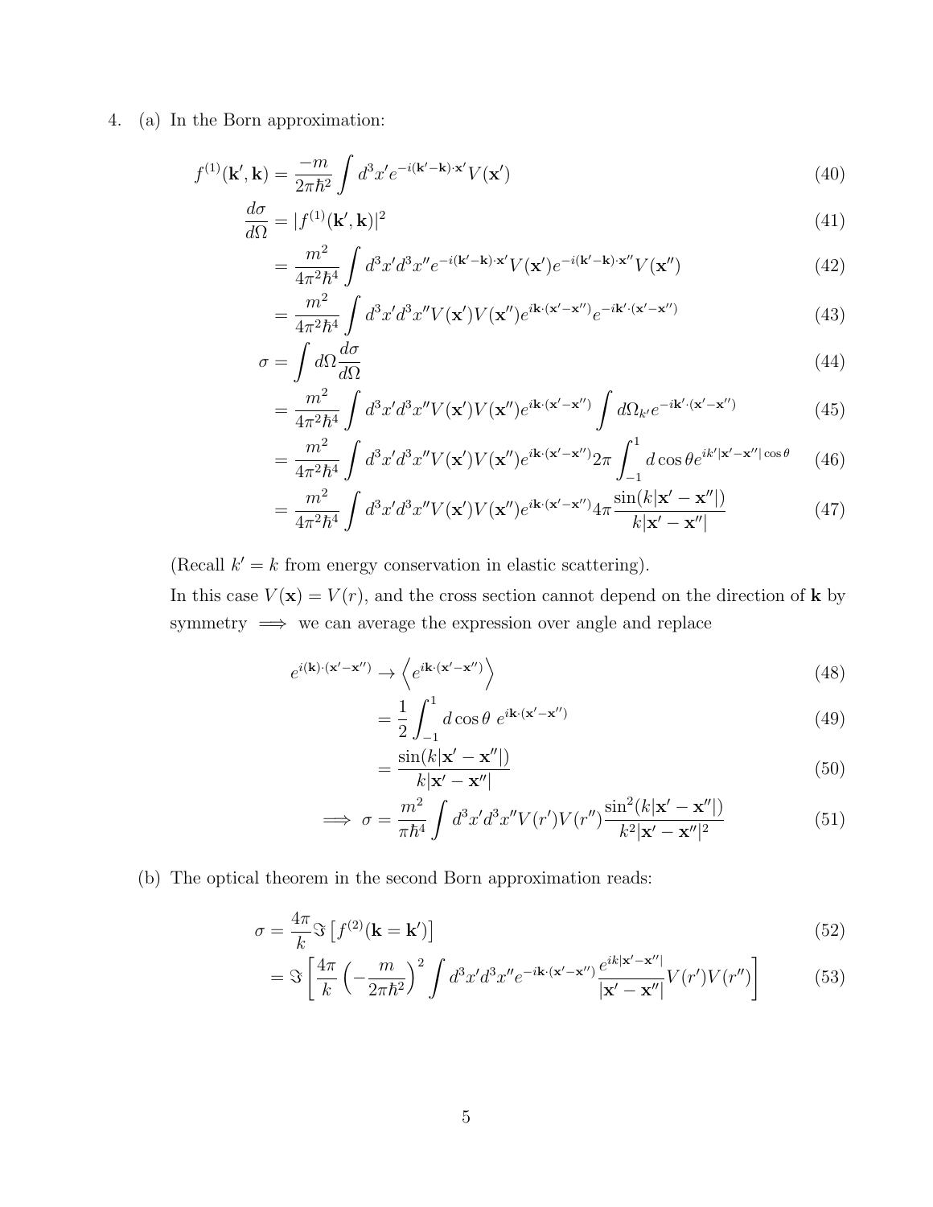4. (a) In the Born approximation:

$$f^{(1)}(\mathbf{k}', \mathbf{k}) = \frac{-m}{2\pi\hbar^2} \int d^3x' e^{-i(\mathbf{k}'-\mathbf{k})\cdot\mathbf{x}'} V(\mathbf{x}') \tag{40}$$

$$\frac{d\sigma}{d\Omega} = |f^{(1)}(\mathbf{k}', \mathbf{k})|^2 \tag{41}$$

$$= \frac{m^2}{4\pi^2\hbar^4} \int d^3x' d^3x'' e^{-i(\mathbf{k}'-\mathbf{k})\cdot\mathbf{x}'} V(\mathbf{x}') e^{-i(\mathbf{k}'-\mathbf{k})\cdot\mathbf{x}''} V(\mathbf{x}'') \tag{42}$$

$$= \frac{m^2}{4\pi^2\hbar^4} \int d^3x' d^3x'' V(\mathbf{x}') V(\mathbf{x}'') e^{i\mathbf{k}\cdot(\mathbf{x}'-\mathbf{x}'')} e^{-i\mathbf{k}'\cdot(\mathbf{x}'-\mathbf{x}'')} \tag{43}$$

$$\sigma = \int d\Omega \frac{d\sigma}{d\Omega} \tag{44}$$

$$= \frac{m^2}{4\pi^2\hbar^4} \int d^3x' d^3x'' V(\mathbf{x}') V(\mathbf{x}'') e^{i\mathbf{k}\cdot(\mathbf{x}'-\mathbf{x}'')} \int d\Omega_{k'} e^{-i\mathbf{k}'\cdot(\mathbf{x}'-\mathbf{x}'')} \tag{45}$$

$$= \frac{m^2}{4\pi^2\hbar^4} \int d^3x' d^3x'' V(\mathbf{x}') V(\mathbf{x}'') e^{i\mathbf{k}\cdot(\mathbf{x}'-\mathbf{x}'')} 2\pi \int_{-1}^{1} d\cos\theta e^{ik'|\mathbf{x}'-\mathbf{x}''|\cos\theta} \tag{46}$$

$$= \frac{m^2}{4\pi^2\hbar^4} \int d^3x' d^3x'' V(\mathbf{x}') V(\mathbf{x}'') e^{i\mathbf{k}\cdot(\mathbf{x}'-\mathbf{x}'')} 4\pi \frac{\sin(k|\mathbf{x}'-\mathbf{x}''|)}{k|\mathbf{x}'-\mathbf{x}''|} \tag{47}$$

(Recall $k' = k$ from energy conservation in elastic scattering).

In this case $V(\mathbf{x}) = V(r)$, and the cross section cannot depend on the direction of $\mathbf{k}$ by symmetry $\implies$ we can average the expression over angle and replace

$$e^{i(\mathbf{k})\cdot(\mathbf{x}'-\mathbf{x}'')} \to \left\langle e^{i\mathbf{k}\cdot(\mathbf{x}'-\mathbf{x}'')} \right\rangle \tag{48}$$

$$= \frac{1}{2} \int_{-1}^{1} d\cos\theta \; e^{i\mathbf{k}\cdot(\mathbf{x}'-\mathbf{x}'')} \tag{49}$$

$$= \frac{\sin(k|\mathbf{x}'-\mathbf{x}''|)}{k|\mathbf{x}'-\mathbf{x}''|} \tag{50}$$

$$\implies \sigma = \frac{m^2}{\pi\hbar^4} \int d^3x' d^3x'' V(r') V(r'') \frac{\sin^2(k|\mathbf{x}'-\mathbf{x}''|)}{k^2|\mathbf{x}'-\mathbf{x}''|^2} \tag{51}$$

(b) The optical theorem in the second Born approximation reads:

$$\sigma = \frac{4\pi}{k} \Im\left[f^{(2)}(\mathbf{k} = \mathbf{k}')\right] \tag{52}$$

$$= \Im\left[\frac{4\pi}{k}\left(-\frac{m}{2\pi\hbar^2}\right)^2 \int d^3x' d^3x'' e^{-i\mathbf{k}\cdot(\mathbf{x}'-\mathbf{x}'')} \frac{e^{ik|\mathbf{x}'-\mathbf{x}''|}}{|\mathbf{x}'-\mathbf{x}''|} V(r') V(r'')\right] \tag{53}$$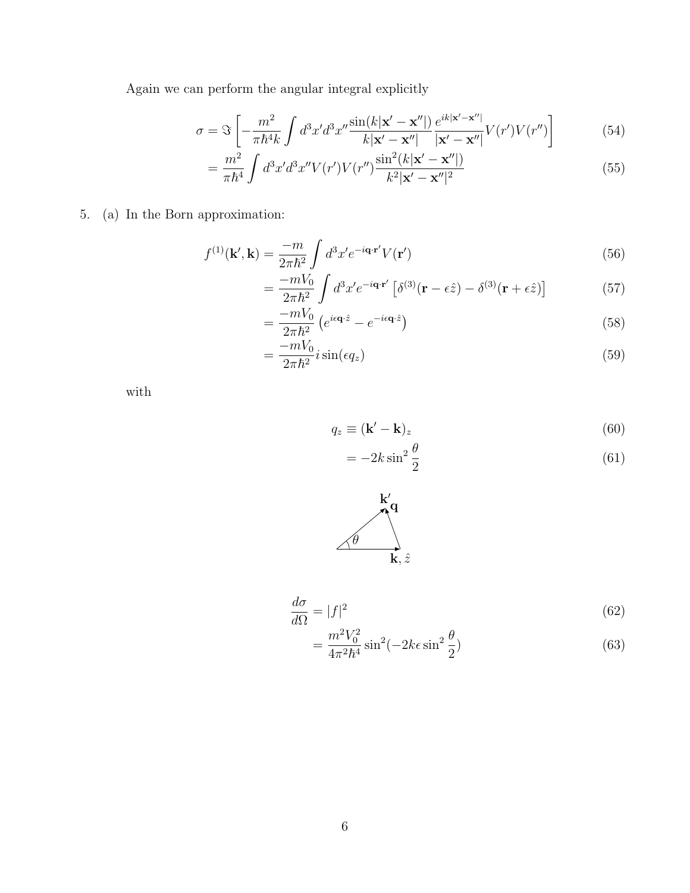Again we can perform the angular integral explicitly

$$\sigma = \Im\left[-\frac{m^2}{\pi\hbar^4 k}\int d^3x' d^3x'' \frac{\sin(k|\mathbf{x}'-\mathbf{x}''|)}{k|\mathbf{x}'-\mathbf{x}''|}\frac{e^{ik|\mathbf{x}'-\mathbf{x}''|}}{|\mathbf{x}'-\mathbf{x}''|}V(r')V(r'')\right] \tag{54}$$

$$= \frac{m^2}{\pi\hbar^4}\int d^3x' d^3x'' V(r')V(r'')\frac{\sin^2(k|\mathbf{x}'-\mathbf{x}''|)}{k^2|\mathbf{x}'-\mathbf{x}''|^2} \tag{55}$$

5. (a) In the Born approximation:

$$f^{(1)}(\mathbf{k}',\mathbf{k}) = \frac{-m}{2\pi\hbar^2}\int d^3x' e^{-i\mathbf{q}\cdot\mathbf{r}'}V(\mathbf{r}') \tag{56}$$

$$= \frac{-mV_0}{2\pi\hbar^2}\int d^3x' e^{-i\mathbf{q}\cdot\mathbf{r}'}\left[\delta^{(3)}(\mathbf{r}-\epsilon\hat{z}) - \delta^{(3)}(\mathbf{r}+\epsilon\hat{z})\right] \tag{57}$$

$$= \frac{-mV_0}{2\pi\hbar^2}\left(e^{i\epsilon\mathbf{q}\cdot\hat{z}} - e^{-i\epsilon\mathbf{q}\cdot\hat{z}}\right) \tag{58}$$

$$= \frac{-mV_0}{2\pi\hbar^2} i\sin(\epsilon q_z) \tag{59}$$

with

$$q_z \equiv (\mathbf{k}'-\mathbf{k})_z \tag{60}$$

$$= -2k\sin^2\frac{\theta}{2} \tag{61}$$

$$\frac{d\sigma}{d\Omega} = |f|^2 \tag{62}$$

$$= \frac{m^2V_0^2}{4\pi^2\hbar^4}\sin^2(-2k\epsilon\sin^2\frac{\theta}{2}) \tag{63}$$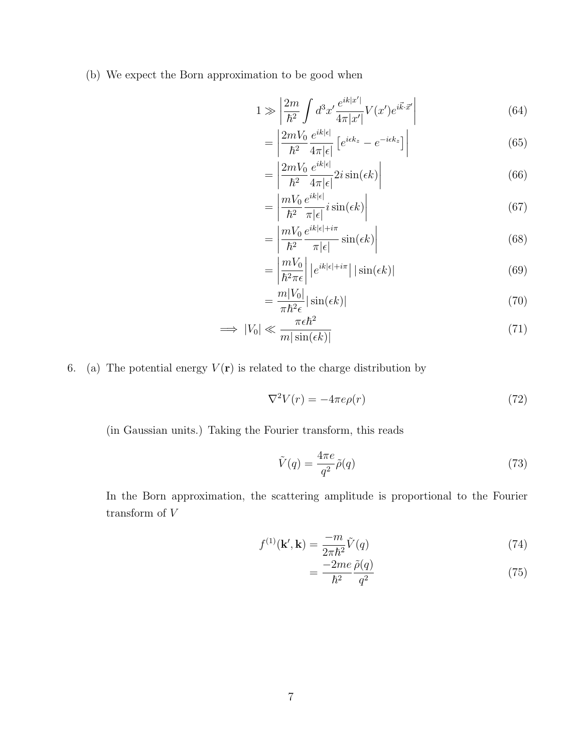(b) We expect the Born approximation to be good when

$$1 \gg \left| \frac{2m}{\hbar^2} \int d^3x' \frac{e^{ik|x'|}}{4\pi|x'|} V(x') e^{i\vec{k}\cdot\vec{x}'} \right| \tag{64}$$

$$= \left| \frac{2mV_0}{\hbar^2} \frac{e^{ik|\epsilon|}}{4\pi|\epsilon|} \left[ e^{i\epsilon k_z} - e^{-i\epsilon k_z} \right] \right| \tag{65}$$

$$= \left| \frac{2mV_0}{\hbar^2} \frac{e^{ik|\epsilon|}}{4\pi|\epsilon|} 2i \sin(\epsilon k) \right| \tag{66}$$

$$= \left| \frac{mV_0}{\hbar^2} \frac{e^{ik|\epsilon|}}{\pi|\epsilon|} i \sin(\epsilon k) \right| \tag{67}$$

$$= \left| \frac{mV_0}{\hbar^2} \frac{e^{ik|\epsilon|+i\pi}}{\pi|\epsilon|} \sin(\epsilon k) \right| \tag{68}$$

$$= \left| \frac{mV_0}{\hbar^2 \pi \epsilon} \right| \left| e^{ik|\epsilon|+i\pi} \right| |\sin(\epsilon k)| \tag{69}$$

$$= \frac{m|V_0|}{\pi \hbar^2 \epsilon} |\sin(\epsilon k)| \tag{70}$$

$$\implies |V_0| \ll \frac{\pi \epsilon \hbar^2}{m|\sin(\epsilon k)|} \tag{71}$$

6. (a) The potential energy $V(\mathbf{r})$ is related to the charge distribution by

$$\nabla^2 V(r) = -4\pi e \rho(r) \tag{72}$$

(in Gaussian units.) Taking the Fourier transform, this reads

$$\tilde{V}(q) = \frac{4\pi e}{q^2} \tilde{\rho}(q) \tag{73}$$

In the Born approximation, the scattering amplitude is proportional to the Fourier transform of $V$

$$f^{(1)}(\mathbf{k}', \mathbf{k}) = \frac{-m}{2\pi\hbar^2} \tilde{V}(q) \tag{74}$$

$$= \frac{-2me}{\hbar^2} \frac{\tilde{\rho}(q)}{q^2} \tag{75}$$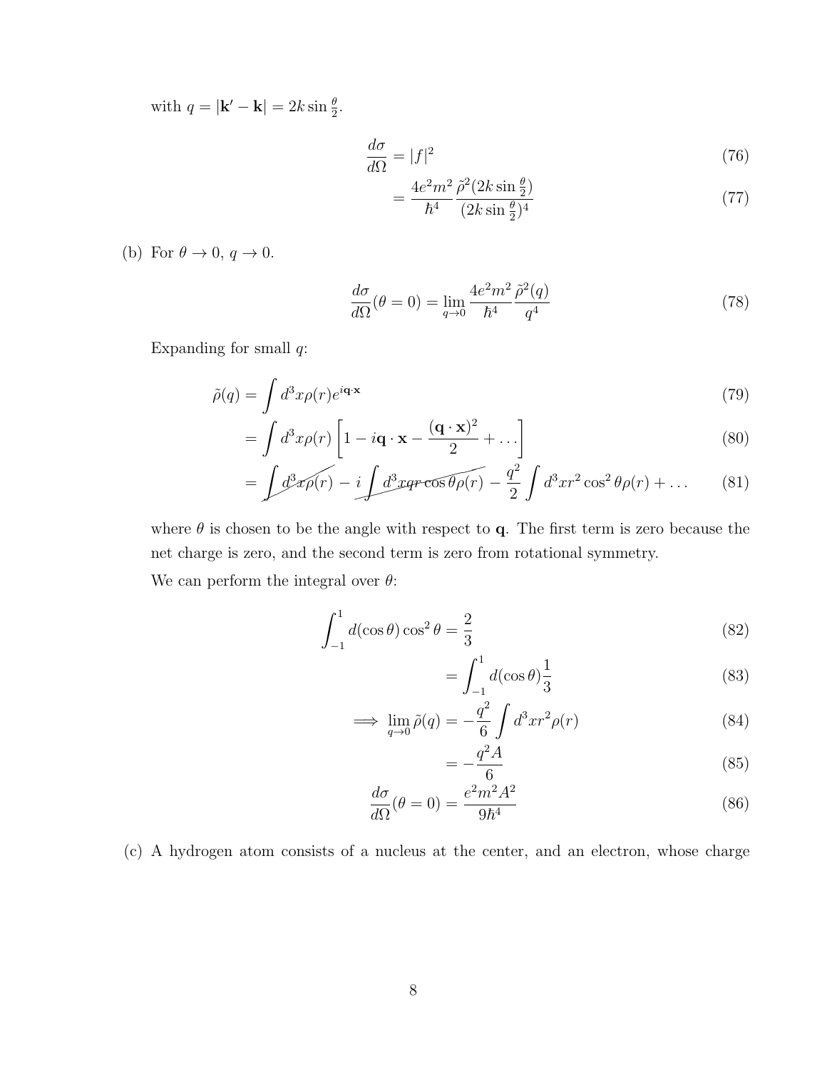with $q = |\mathbf{k}' - \mathbf{k}| = 2k \sin \frac{\theta}{2}$.

$$\frac{d\sigma}{d\Omega} = |f|^2 \tag{76}$$

$$= \frac{4e^2 m^2}{\hbar^4} \frac{\tilde{\rho}^2(2k \sin \frac{\theta}{2})}{(2k \sin \frac{\theta}{2})^4} \tag{77}$$

(b) For $\theta \to 0$, $q \to 0$.

$$\frac{d\sigma}{d\Omega}(\theta = 0) = \lim_{q \to 0} \frac{4e^2 m^2}{\hbar^4} \frac{\tilde{\rho}^2(q)}{q^4} \tag{78}$$

Expanding for small $q$:

$$\tilde{\rho}(q) = \int d^3x \rho(r) e^{i\mathbf{q}\cdot\mathbf{x}} \tag{79}$$

$$= \int d^3x \rho(r) \left[ 1 - i\mathbf{q} \cdot \mathbf{x} - \frac{(\mathbf{q} \cdot \mathbf{x})^2}{2} + \dots \right] \tag{80}$$

$$= \cancel{\int d^3x \rho(r)} - i \cancel{\int d^3x qr \cos\theta \rho(r)} - \frac{q^2}{2} \int d^3x r^2 \cos^2\theta \rho(r) + \dots \tag{81}$$

where $\theta$ is chosen to be the angle with respect to $\mathbf{q}$. The first term is zero because the net charge is zero, and the second term is zero from rotational symmetry.

We can perform the integral over $\theta$:

$$\int_{-1}^{1} d(\cos\theta) \cos^2\theta = \frac{2}{3} \tag{82}$$

$$= \int_{-1}^{1} d(\cos\theta) \frac{1}{3} \tag{83}$$

$$\implies \lim_{q \to 0} \tilde{\rho}(q) = -\frac{q^2}{6} \int d^3x r^2 \rho(r) \tag{84}$$

$$= -\frac{q^2 A}{6} \tag{85}$$

$$\frac{d\sigma}{d\Omega}(\theta = 0) = \frac{e^2 m^2 A^2}{9\hbar^4} \tag{86}$$

(c) A hydrogen atom consists of a nucleus at the center, and an electron, whose charge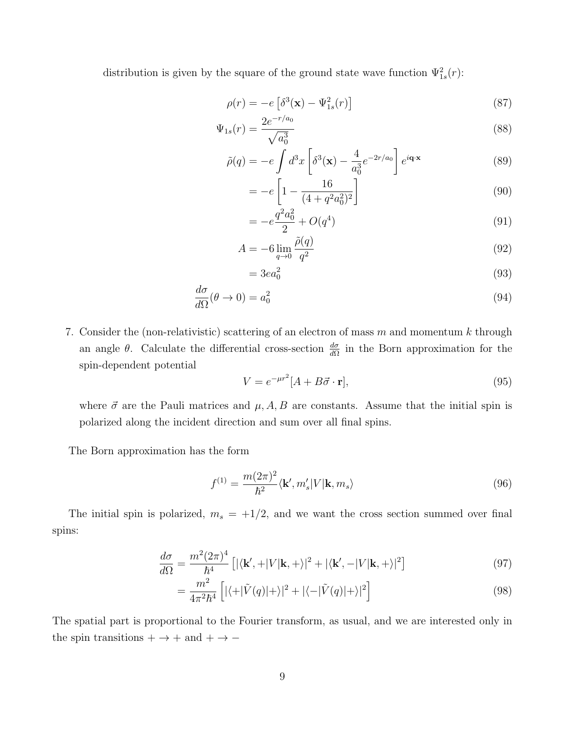distribution is given by the square of the ground state wave function $\Psi_{1s}^2(r)$:

$$\rho(r) = -e\left[\delta^3(\mathbf{x}) - \Psi_{1s}^2(r)\right] \tag{87}$$

$$\Psi_{1s}(r) = \frac{2e^{-r/a_0}}{\sqrt{a_0^3}} \tag{88}$$

$$\tilde{\rho}(q) = -e\int d^3x \left[\delta^3(\mathbf{x}) - \frac{4}{a_0^3}e^{-2r/a_0}\right]e^{i\mathbf{q}\cdot\mathbf{x}} \tag{89}$$

$$= -e\left[1 - \frac{16}{(4+q^2a_0^2)^2}\right] \tag{90}$$

$$= -e\frac{q^2a_0^2}{2} + O(q^4) \tag{91}$$

$$A = -6\lim_{q\to 0}\frac{\tilde{\rho}(q)}{q^2} \tag{92}$$

$$= 3ea_0^2 \tag{93}$$

$$\frac{d\sigma}{d\Omega}(\theta\to 0) = a_0^2 \tag{94}$$

7. Consider the (non-relativistic) scattering of an electron of mass $m$ and momentum $k$ through an angle $\theta$. Calculate the differential cross-section $\frac{d\sigma}{d\Omega}$ in the Born approximation for the spin-dependent potential

$$V = e^{-\mu r^2}[A + B\vec{\sigma}\cdot\mathbf{r}], \tag{95}$$

where $\vec{\sigma}$ are the Pauli matrices and $\mu, A, B$ are constants. Assume that the initial spin is polarized along the incident direction and sum over all final spins.

The Born approximation has the form

$$f^{(1)} = \frac{m(2\pi)^2}{\hbar^2}\langle\mathbf{k}', m_s'|V|\mathbf{k}, m_s\rangle \tag{96}$$

The initial spin is polarized, $m_s = +1/2$, and we want the cross section summed over final spins:

$$\frac{d\sigma}{d\Omega} = \frac{m^2(2\pi)^4}{\hbar^4}\left[|\langle\mathbf{k}', +|V|\mathbf{k}, +\rangle|^2 + |\langle\mathbf{k}', -|V|\mathbf{k}, +\rangle|^2\right] \tag{97}$$

$$= \frac{m^2}{4\pi^2\hbar^4}\left[|\langle +|\tilde{V}(q)|+\rangle|^2 + |\langle -|\tilde{V}(q)|+\rangle|^2\right] \tag{98}$$

The spatial part is proportional to the Fourier transform, as usual, and we are interested only in the spin transitions $+\to +$ and $+\to -$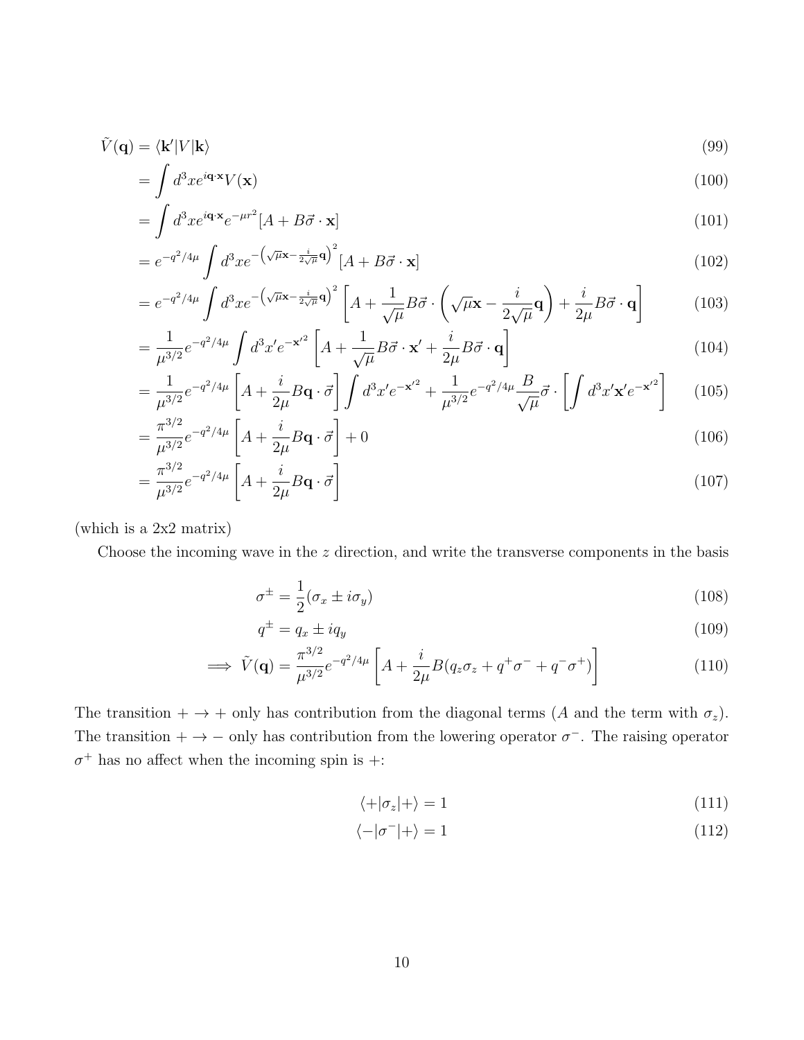$$
\begin{aligned}
\tilde{V}(\mathbf{q}) &= \langle \mathbf{k}' | V | \mathbf{k} \rangle && (99)\\
&= \int d^3x e^{i\mathbf{q}\cdot\mathbf{x}} V(\mathbf{x}) && (100)\\
&= \int d^3x e^{i\mathbf{q}\cdot\mathbf{x}} e^{-\mu r^2} [A + B\vec{\sigma}\cdot\mathbf{x}] && (101)\\
&= e^{-q^2/4\mu} \int d^3x e^{-\left(\sqrt{\mu}\mathbf{x} - \frac{i}{2\sqrt{\mu}}\mathbf{q}\right)^2} [A + B\vec{\sigma}\cdot\mathbf{x}] && (102)\\
&= e^{-q^2/4\mu} \int d^3x e^{-\left(\sqrt{\mu}\mathbf{x} - \frac{i}{2\sqrt{\mu}}\mathbf{q}\right)^2} \left[A + \frac{1}{\sqrt{\mu}} B\vec{\sigma}\cdot\left(\sqrt{\mu}\mathbf{x} - \frac{i}{2\sqrt{\mu}}\mathbf{q}\right) + \frac{i}{2\mu} B\vec{\sigma}\cdot\mathbf{q}\right] && (103)\\
&= \frac{1}{\mu^{3/2}} e^{-q^2/4\mu} \int d^3x' e^{-\mathbf{x}'^2} \left[A + \frac{1}{\sqrt{\mu}} B\vec{\sigma}\cdot\mathbf{x}' + \frac{i}{2\mu} B\vec{\sigma}\cdot\mathbf{q}\right] && (104)\\
&= \frac{1}{\mu^{3/2}} e^{-q^2/4\mu} \left[A + \frac{i}{2\mu} B\mathbf{q}\cdot\vec{\sigma}\right] \int d^3x' e^{-\mathbf{x}'^2} + \frac{1}{\mu^{3/2}} e^{-q^2/4\mu} \frac{B}{\sqrt{\mu}} \vec{\sigma}\cdot\left[\int d^3x' \mathbf{x}' e^{-\mathbf{x}'^2}\right] && (105)\\
&= \frac{\pi^{3/2}}{\mu^{3/2}} e^{-q^2/4\mu} \left[A + \frac{i}{2\mu} B\mathbf{q}\cdot\vec{\sigma}\right] + 0 && (106)\\
&= \frac{\pi^{3/2}}{\mu^{3/2}} e^{-q^2/4\mu} \left[A + \frac{i}{2\mu} B\mathbf{q}\cdot\vec{\sigma}\right] && (107)
\end{aligned}
$$

(which is a 2x2 matrix)

Choose the incoming wave in the $z$ direction, and write the transverse components in the basis

$$
\sigma^{\pm} = \frac{1}{2}(\sigma_x \pm i\sigma_y) \quad (108)
$$

$$
q^{\pm} = q_x \pm iq_y \quad (109)
$$

$$
\implies \tilde{V}(\mathbf{q}) = \frac{\pi^{3/2}}{\mu^{3/2}} e^{-q^2/4\mu} \left[A + \frac{i}{2\mu} B(q_z\sigma_z + q^+\sigma^- + q^-\sigma^+)\right] \quad (110)
$$

The transition $+ \to +$ only has contribution from the diagonal terms ($A$ and the term with $\sigma_z$). The transition $+ \to -$ only has contribution from the lowering operator $\sigma^-$. The raising operator $\sigma^+$ has no affect when the incoming spin is $+$:

$$
\langle + | \sigma_z | + \rangle = 1 \quad (111)
$$

$$
\langle - | \sigma^- | + \rangle = 1 \quad (112)
$$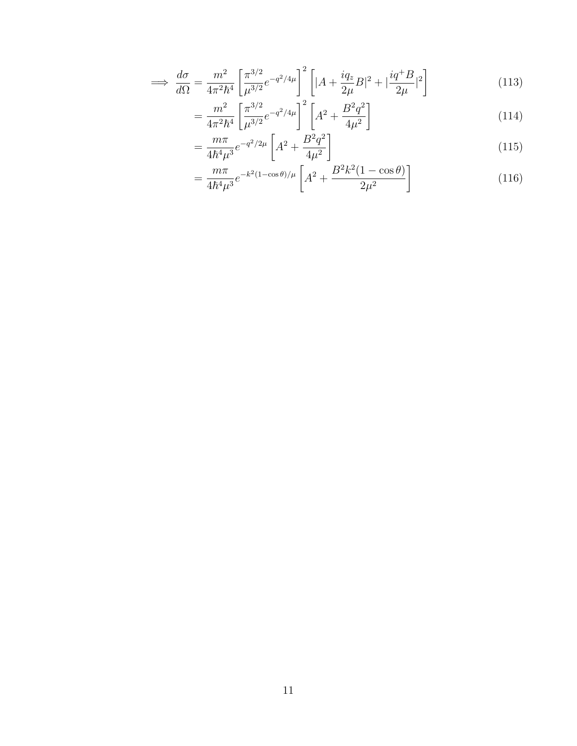$$\implies \frac{d\sigma}{d\Omega} = \frac{m^2}{4\pi^2\hbar^4}\left[\frac{\pi^{3/2}}{\mu^{3/2}}e^{-q^2/4\mu}\right]^2\left[|A + \frac{iq_z}{2\mu}B|^2 + |\frac{iq^+B}{2\mu}|^2\right] \tag{113}$$

$$= \frac{m^2}{4\pi^2\hbar^4}\left[\frac{\pi^{3/2}}{\mu^{3/2}}e^{-q^2/4\mu}\right]^2\left[A^2 + \frac{B^2q^2}{4\mu^2}\right] \tag{114}$$

$$= \frac{m\pi}{4\hbar^4\mu^3}e^{-q^2/2\mu}\left[A^2 + \frac{B^2q^2}{4\mu^2}\right] \tag{115}$$

$$= \frac{m\pi}{4\hbar^4\mu^3}e^{-k^2(1-\cos\theta)/\mu}\left[A^2 + \frac{B^2k^2(1-\cos\theta)}{2\mu^2}\right] \tag{116}$$